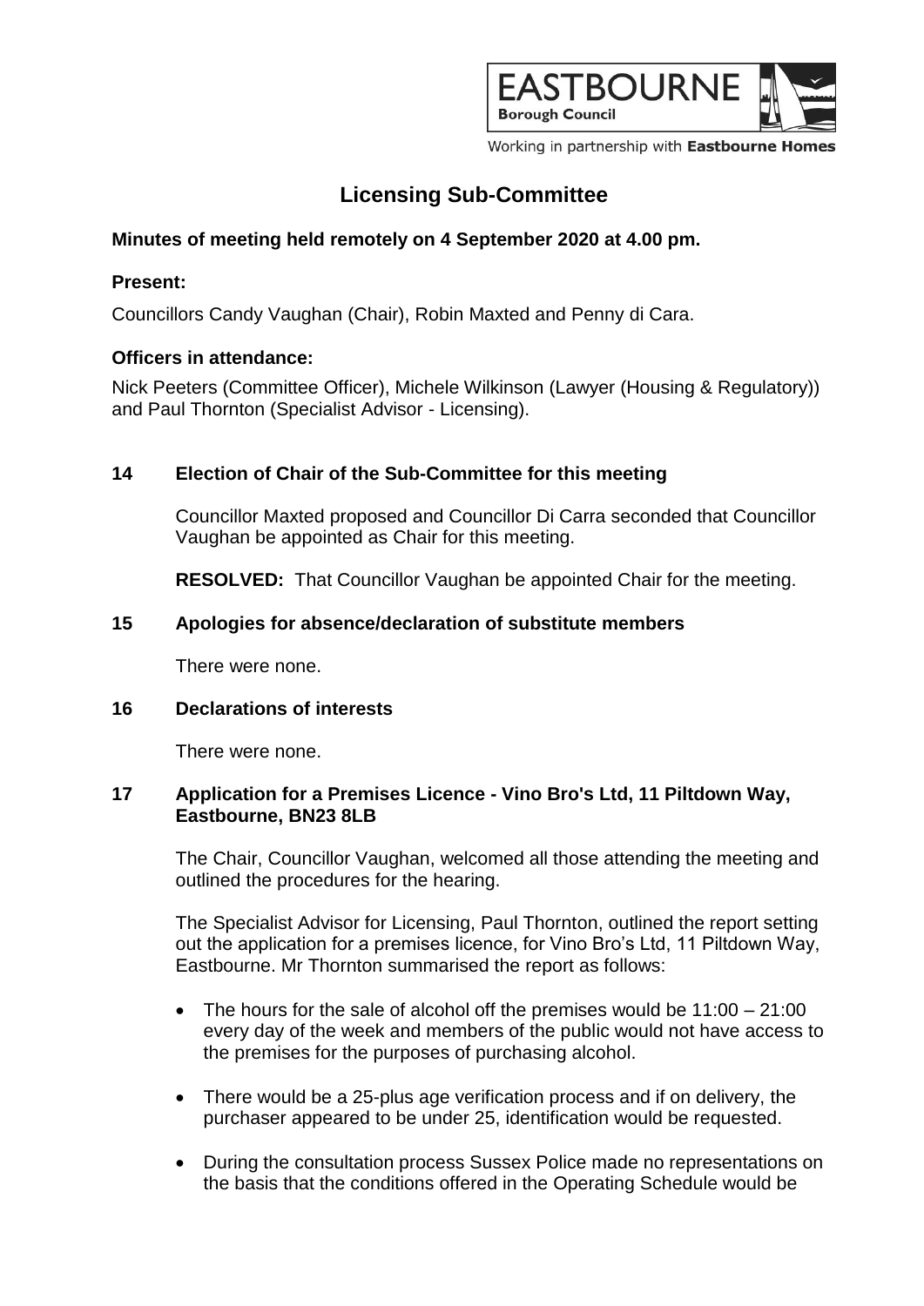# Licensing Sub-Committee

**Minutes of meeting held remotely on 4 September 2020 at 4.00 pm.**

**Present:**

Councillors Candy Vaughan (Chair), Robin Maxted and Penny di Cara.

**Officers in attendance:**

Nick Peeters (Committee Officer), Michele Wilkinson (Lawyer (Housing & Regulatory)) and Paul Thornton (Specialist Advisor - Licensing).

## 14 Election of Chair of the Sub-Committee for this meeting

Councillor Maxted proposed and Councillor Di Carra seconded that Councillor Vaughan be appointed as Chair for this meeting.

**RESOLVED:** That Councillor Vaughan be appointed Chair for the meeting.

## 15 Apologies for absence/declaration of substitute members

There were none.

## 16 Declarations of interests

There were none.

## 17 Application for a Premises Licence - Vino Bro's Ltd, 11 Piltdown Way, Eastbourne, BN23 8LB

The Chair, Councillor Vaughan, welcomed all those attending the meeting and outlined the procedures for the hearing.

The Specialist Advisor for Licensing, Paul Thornton, outlined the report setting out the application for a premises licence, for Vino Bro's Ltd, 11 Piltdown Way, Eastbourne. Mr Thornton summarised the report as follows:

- The hours for the sale of alcohol off the premises would be 11:00 – 21:00 every day of the week and members of the public would not have access to the premises for the purposes of purchasing alcohol.
- There would be a 25-plus age verification process and if on delivery, the purchaser appeared to be under 25, identification would be requested.
- During the consultation process Sussex Police made no representations on the basis that the conditions offered in the Operating Schedule would be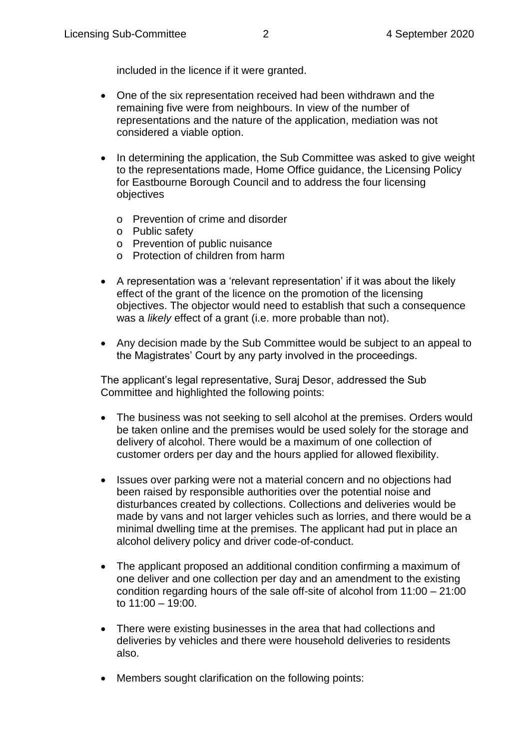included in the licence if it were granted.

- One of the six representation received had been withdrawn and the remaining five were from neighbours. In view of the number of representations and the nature of the application, mediation was not considered a viable option.

- In determining the application, the Sub Committee was asked to give weight to the representations made, Home Office guidance, the Licensing Policy for Eastbourne Borough Council and to address the four licensing objectives
  - Prevention of crime and disorder
  - Public safety
  - Prevention of public nuisance
  - Protection of children from harm

- A representation was a 'relevant representation' if it was about the likely effect of the grant of the licence on the promotion of the licensing objectives. The objector would need to establish that such a consequence was a *likely* effect of a grant (i.e. more probable than not).

- Any decision made by the Sub Committee would be subject to an appeal to the Magistrates' Court by any party involved in the proceedings.

The applicant's legal representative, Suraj Desor, addressed the Sub Committee and highlighted the following points:

- The business was not seeking to sell alcohol at the premises. Orders would be taken online and the premises would be used solely for the storage and delivery of alcohol. There would be a maximum of one collection of customer orders per day and the hours applied for allowed flexibility.

- Issues over parking were not a material concern and no objections had been raised by responsible authorities over the potential noise and disturbances created by collections. Collections and deliveries would be made by vans and not larger vehicles such as lorries, and there would be a minimal dwelling time at the premises. The applicant had put in place an alcohol delivery policy and driver code-of-conduct.

- The applicant proposed an additional condition confirming a maximum of one deliver and one collection per day and an amendment to the existing condition regarding hours of the sale off-site of alcohol from 11:00 – 21:00 to 11:00 – 19:00.

- There were existing businesses in the area that had collections and deliveries by vehicles and there were household deliveries to residents also.

- Members sought clarification on the following points: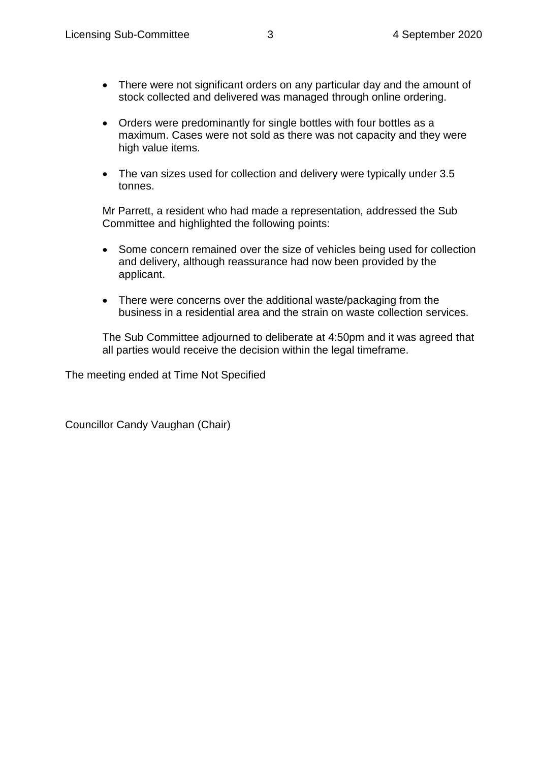- There were not significant orders on any particular day and the amount of stock collected and delivered was managed through online ordering.

- Orders were predominantly for single bottles with four bottles as a maximum. Cases were not sold as there was not capacity and they were high value items.

- The van sizes used for collection and delivery were typically under 3.5 tonnes.

Mr Parrett, a resident who had made a representation, addressed the Sub Committee and highlighted the following points:

- Some concern remained over the size of vehicles being used for collection and delivery, although reassurance had now been provided by the applicant.

- There were concerns over the additional waste/packaging from the business in a residential area and the strain on waste collection services.

The Sub Committee adjourned to deliberate at 4:50pm and it was agreed that all parties would receive the decision within the legal timeframe.

The meeting ended at Time Not Specified

Councillor Candy Vaughan (Chair)